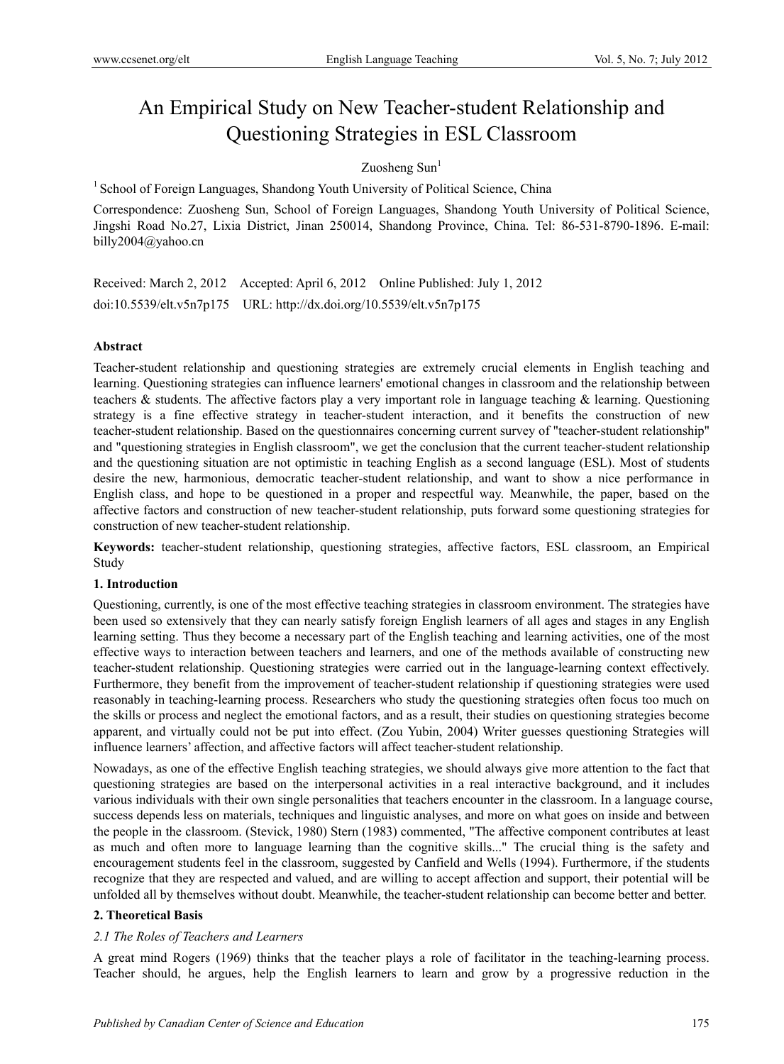# An Empirical Study on New Teacher-student Relationship and Questioning Strategies in ESL Classroom

Zuosheng Sun[1]

[1] School of Foreign Languages, Shandong Youth University of Political Science, China

Correspondence: Zuosheng Sun, School of Foreign Languages, Shandong Youth University of Political Science, Jingshi Road No.27, Lixia District, Jinan 250014, Shandong Province, China. Tel: 86-531-8790-1896. E-mail: billy2004@yahoo.cn

Received: March 2, 2012 Accepted: April 6, 2012 Online Published: July 1, 2012

doi:10.5539/elt.v5n7p175 URL: http://dx.doi.org/10.5539/elt.v5n7p175

## Abstract

Teacher-student relationship and questioning strategies are extremely crucial elements in English teaching and learning. Questioning strategies can influence learners' emotional changes in classroom and the relationship between teachers & students. The affective factors play a very important role in language teaching & learning. Questioning strategy is a fine effective strategy in teacher-student interaction, and it benefits the construction of new teacher-student relationship. Based on the questionnaires concerning current survey of "teacher-student relationship" and "questioning strategies in English classroom", we get the conclusion that the current teacher-student relationship and the questioning situation are not optimistic in teaching English as a second language (ESL). Most of students desire the new, harmonious, democratic teacher-student relationship, and want to show a nice performance in English class, and hope to be questioned in a proper and respectful way. Meanwhile, the paper, based on the affective factors and construction of new teacher-student relationship, puts forward some questioning strategies for construction of new teacher-student relationship.

**Keywords:** teacher-student relationship, questioning strategies, affective factors, ESL classroom, an Empirical Study

## 1. Introduction

Questioning, currently, is one of the most effective teaching strategies in classroom environment. The strategies have been used so extensively that they can nearly satisfy foreign English learners of all ages and stages in any English learning setting. Thus they become a necessary part of the English teaching and learning activities, one of the most effective ways to interaction between teachers and learners, and one of the methods available of constructing new teacher-student relationship. Questioning strategies were carried out in the language-learning context effectively. Furthermore, they benefit from the improvement of teacher-student relationship if questioning strategies were used reasonably in teaching-learning process. Researchers who study the questioning strategies often focus too much on the skills or process and neglect the emotional factors, and as a result, their studies on questioning strategies become apparent, and virtually could not be put into effect. (Zou Yubin, 2004) Writer guesses questioning Strategies will influence learners' affection, and affective factors will affect teacher-student relationship.

Nowadays, as one of the effective English teaching strategies, we should always give more attention to the fact that questioning strategies are based on the interpersonal activities in a real interactive background, and it includes various individuals with their own single personalities that teachers encounter in the classroom. In a language course, success depends less on materials, techniques and linguistic analyses, and more on what goes on inside and between the people in the classroom. (Stevick, 1980) Stern (1983) commented, "The affective component contributes at least as much and often more to language learning than the cognitive skills..." The crucial thing is the safety and encouragement students feel in the classroom, suggested by Canfield and Wells (1994). Furthermore, if the students recognize that they are respected and valued, and are willing to accept affection and support, their potential will be unfolded all by themselves without doubt. Meanwhile, the teacher-student relationship can become better and better.

## 2. Theoretical Basis

### *2.1 The Roles of Teachers and Learners*

A great mind Rogers (1969) thinks that the teacher plays a role of facilitator in the teaching-learning process. Teacher should, he argues, help the English learners to learn and grow by a progressive reduction in the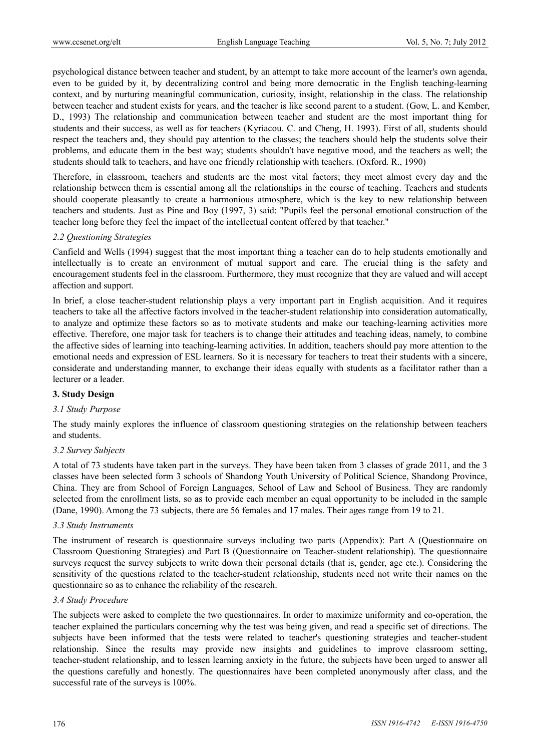psychological distance between teacher and student, by an attempt to take more account of the learner's own agenda, even to be guided by it, by decentralizing control and being more democratic in the English teaching-learning context, and by nurturing meaningful communication, curiosity, insight, relationship in the class. The relationship between teacher and student exists for years, and the teacher is like second parent to a student. (Gow, L. and Kember, D., 1993) The relationship and communication between teacher and student are the most important thing for students and their success, as well as for teachers (Kyriacou. C. and Cheng, H. 1993). First of all, students should respect the teachers and, they should pay attention to the classes; the teachers should help the students solve their problems, and educate them in the best way; students shouldn't have negative mood, and the teachers as well; the students should talk to teachers, and have one friendly relationship with teachers. (Oxford. R., 1990)

Therefore, in classroom, teachers and students are the most vital factors; they meet almost every day and the relationship between them is essential among all the relationships in the course of teaching. Teachers and students should cooperate pleasantly to create a harmonious atmosphere, which is the key to new relationship between teachers and students. Just as Pine and Boy (1997, 3) said: "Pupils feel the personal emotional construction of the teacher long before they feel the impact of the intellectual content offered by that teacher."

### *2.2 Questioning Strategies*

Canfield and Wells (1994) suggest that the most important thing a teacher can do to help students emotionally and intellectually is to create an environment of mutual support and care. The crucial thing is the safety and encouragement students feel in the classroom. Furthermore, they must recognize that they are valued and will accept affection and support.

In brief, a close teacher-student relationship plays a very important part in English acquisition. And it requires teachers to take all the affective factors involved in the teacher-student relationship into consideration automatically, to analyze and optimize these factors so as to motivate students and make our teaching-learning activities more effective. Therefore, one major task for teachers is to change their attitudes and teaching ideas, namely, to combine the affective sides of learning into teaching-learning activities. In addition, teachers should pay more attention to the emotional needs and expression of ESL learners. So it is necessary for teachers to treat their students with a sincere, considerate and understanding manner, to exchange their ideas equally with students as a facilitator rather than a lecturer or a leader.

## **3. Study Design**

### *3.1 Study Purpose*

The study mainly explores the influence of classroom questioning strategies on the relationship between teachers and students.

### *3.2 Survey Subjects*

A total of 73 students have taken part in the surveys. They have been taken from 3 classes of grade 2011, and the 3 classes have been selected form 3 schools of Shandong Youth University of Political Science, Shandong Province, China. They are from School of Foreign Languages, School of Law and School of Business. They are randomly selected from the enrollment lists, so as to provide each member an equal opportunity to be included in the sample (Dane, 1990). Among the 73 subjects, there are 56 females and 17 males. Their ages range from 19 to 21.

### *3.3 Study Instruments*

The instrument of research is questionnaire surveys including two parts (Appendix): Part A (Questionnaire on Classroom Questioning Strategies) and Part B (Questionnaire on Teacher-student relationship). The questionnaire surveys request the survey subjects to write down their personal details (that is, gender, age etc.). Considering the sensitivity of the questions related to the teacher-student relationship, students need not write their names on the questionnaire so as to enhance the reliability of the research.

### *3.4 Study Procedure*

The subjects were asked to complete the two questionnaires. In order to maximize uniformity and co-operation, the teacher explained the particulars concerning why the test was being given, and read a specific set of directions. The subjects have been informed that the tests were related to teacher's questioning strategies and teacher-student relationship. Since the results may provide new insights and guidelines to improve classroom setting, teacher-student relationship, and to lessen learning anxiety in the future, the subjects have been urged to answer all the questions carefully and honestly. The questionnaires have been completed anonymously after class, and the successful rate of the surveys is 100%.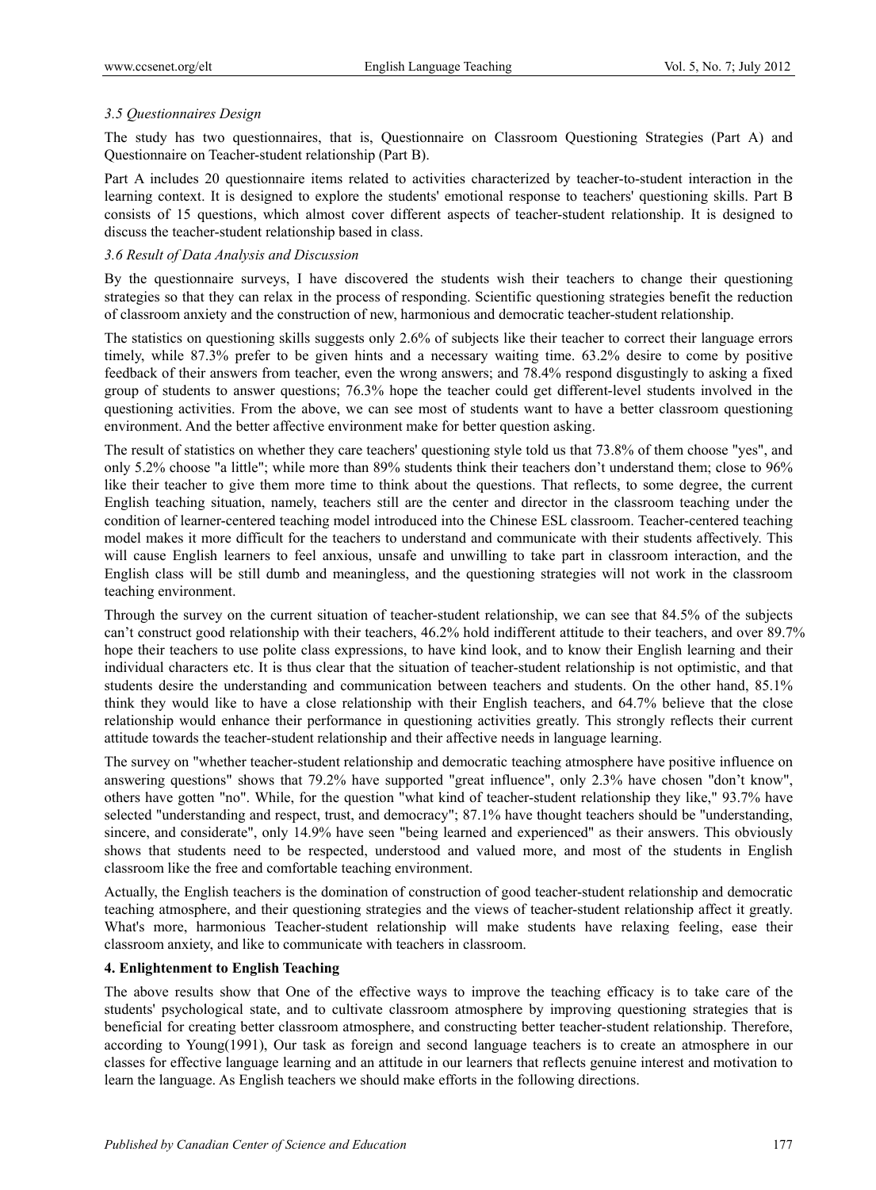### *3.5 Questionnaires Design*

The study has two questionnaires, that is, Questionnaire on Classroom Questioning Strategies (Part A) and Questionnaire on Teacher-student relationship (Part B).

Part A includes 20 questionnaire items related to activities characterized by teacher-to-student interaction in the learning context. It is designed to explore the students' emotional response to teachers' questioning skills. Part B consists of 15 questions, which almost cover different aspects of teacher-student relationship. It is designed to discuss the teacher-student relationship based in class.

### *3.6 Result of Data Analysis and Discussion*

By the questionnaire surveys, I have discovered the students wish their teachers to change their questioning strategies so that they can relax in the process of responding. Scientific questioning strategies benefit the reduction of classroom anxiety and the construction of new, harmonious and democratic teacher-student relationship.

The statistics on questioning skills suggests only 2.6% of subjects like their teacher to correct their language errors timely, while 87.3% prefer to be given hints and a necessary waiting time. 63.2% desire to come by positive feedback of their answers from teacher, even the wrong answers; and 78.4% respond disgustingly to asking a fixed group of students to answer questions; 76.3% hope the teacher could get different-level students involved in the questioning activities. From the above, we can see most of students want to have a better classroom questioning environment. And the better affective environment make for better question asking.

The result of statistics on whether they care teachers' questioning style told us that 73.8% of them choose "yes", and only 5.2% choose "a little"; while more than 89% students think their teachers don't understand them; close to 96% like their teacher to give them more time to think about the questions. That reflects, to some degree, the current English teaching situation, namely, teachers still are the center and director in the classroom teaching under the condition of learner-centered teaching model introduced into the Chinese ESL classroom. Teacher-centered teaching model makes it more difficult for the teachers to understand and communicate with their students affectively. This will cause English learners to feel anxious, unsafe and unwilling to take part in classroom interaction, and the English class will be still dumb and meaningless, and the questioning strategies will not work in the classroom teaching environment.

Through the survey on the current situation of teacher-student relationship, we can see that 84.5% of the subjects can't construct good relationship with their teachers, 46.2% hold indifferent attitude to their teachers, and over 89.7% hope their teachers to use polite class expressions, to have kind look, and to know their English learning and their individual characters etc. It is thus clear that the situation of teacher-student relationship is not optimistic, and that students desire the understanding and communication between teachers and students. On the other hand, 85.1% think they would like to have a close relationship with their English teachers, and 64.7% believe that the close relationship would enhance their performance in questioning activities greatly. This strongly reflects their current attitude towards the teacher-student relationship and their affective needs in language learning.

The survey on "whether teacher-student relationship and democratic teaching atmosphere have positive influence on answering questions" shows that 79.2% have supported "great influence", only 2.3% have chosen "don't know", others have gotten "no". While, for the question "what kind of teacher-student relationship they like," 93.7% have selected "understanding and respect, trust, and democracy"; 87.1% have thought teachers should be "understanding, sincere, and considerate", only 14.9% have seen "being learned and experienced" as their answers. This obviously shows that students need to be respected, understood and valued more, and most of the students in English classroom like the free and comfortable teaching environment.

Actually, the English teachers is the domination of construction of good teacher-student relationship and democratic teaching atmosphere, and their questioning strategies and the views of teacher-student relationship affect it greatly. What's more, harmonious Teacher-student relationship will make students have relaxing feeling, ease their classroom anxiety, and like to communicate with teachers in classroom.

## 4. Enlightenment to English Teaching

The above results show that One of the effective ways to improve the teaching efficacy is to take care of the students' psychological state, and to cultivate classroom atmosphere by improving questioning strategies that is beneficial for creating better classroom atmosphere, and constructing better teacher-student relationship. Therefore, according to Young(1991), Our task as foreign and second language teachers is to create an atmosphere in our classes for effective language learning and an attitude in our learners that reflects genuine interest and motivation to learn the language. As English teachers we should make efforts in the following directions.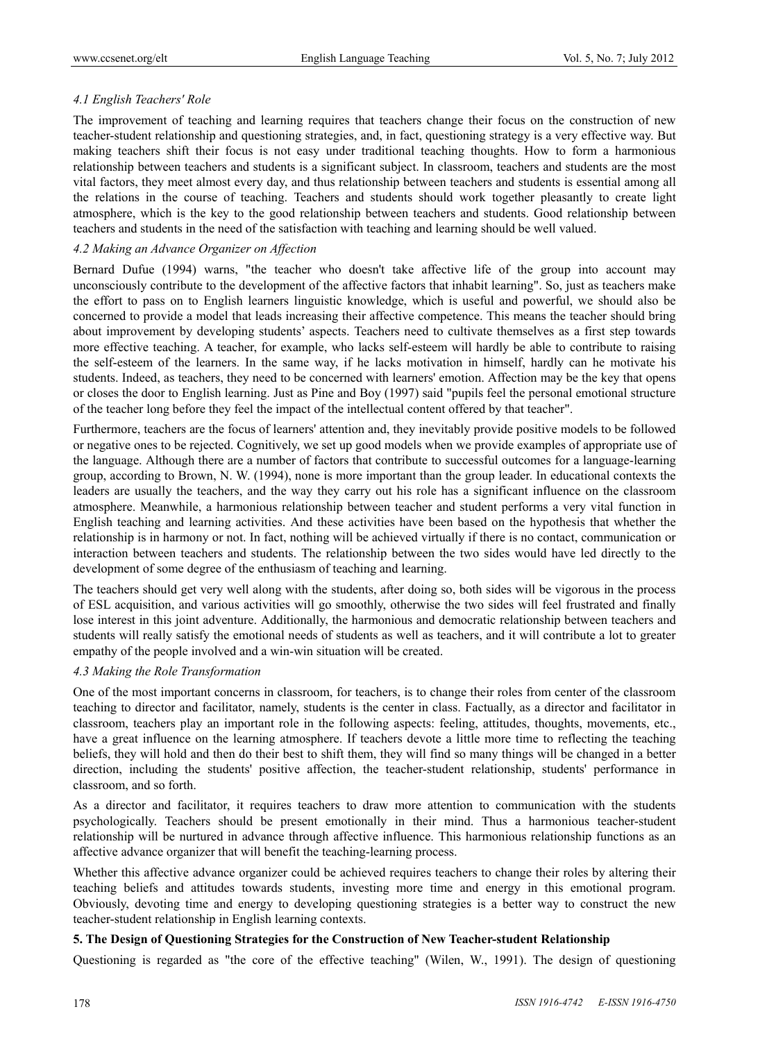### *4.1 English Teachers' Role*

The improvement of teaching and learning requires that teachers change their focus on the construction of new teacher-student relationship and questioning strategies, and, in fact, questioning strategy is a very effective way. But making teachers shift their focus is not easy under traditional teaching thoughts. How to form a harmonious relationship between teachers and students is a significant subject. In classroom, teachers and students are the most vital factors, they meet almost every day, and thus relationship between teachers and students is essential among all the relations in the course of teaching. Teachers and students should work together pleasantly to create light atmosphere, which is the key to the good relationship between teachers and students. Good relationship between teachers and students in the need of the satisfaction with teaching and learning should be well valued.

### *4.2 Making an Advance Organizer on Affection*

Bernard Dufue (1994) warns, "the teacher who doesn't take affective life of the group into account may unconsciously contribute to the development of the affective factors that inhabit learning". So, just as teachers make the effort to pass on to English learners linguistic knowledge, which is useful and powerful, we should also be concerned to provide a model that leads increasing their affective competence. This means the teacher should bring about improvement by developing students' aspects. Teachers need to cultivate themselves as a first step towards more effective teaching. A teacher, for example, who lacks self-esteem will hardly be able to contribute to raising the self-esteem of the learners. In the same way, if he lacks motivation in himself, hardly can he motivate his students. Indeed, as teachers, they need to be concerned with learners' emotion. Affection may be the key that opens or closes the door to English learning. Just as Pine and Boy (1997) said "pupils feel the personal emotional structure of the teacher long before they feel the impact of the intellectual content offered by that teacher".

Furthermore, teachers are the focus of learners' attention and, they inevitably provide positive models to be followed or negative ones to be rejected. Cognitively, we set up good models when we provide examples of appropriate use of the language. Although there are a number of factors that contribute to successful outcomes for a language-learning group, according to Brown, N. W. (1994), none is more important than the group leader. In educational contexts the leaders are usually the teachers, and the way they carry out his role has a significant influence on the classroom atmosphere. Meanwhile, a harmonious relationship between teacher and student performs a very vital function in English teaching and learning activities. And these activities have been based on the hypothesis that whether the relationship is in harmony or not. In fact, nothing will be achieved virtually if there is no contact, communication or interaction between teachers and students. The relationship between the two sides would have led directly to the development of some degree of the enthusiasm of teaching and learning.

The teachers should get very well along with the students, after doing so, both sides will be vigorous in the process of ESL acquisition, and various activities will go smoothly, otherwise the two sides will feel frustrated and finally lose interest in this joint adventure. Additionally, the harmonious and democratic relationship between teachers and students will really satisfy the emotional needs of students as well as teachers, and it will contribute a lot to greater empathy of the people involved and a win-win situation will be created.

### *4.3 Making the Role Transformation*

One of the most important concerns in classroom, for teachers, is to change their roles from center of the classroom teaching to director and facilitator, namely, students is the center in class. Factually, as a director and facilitator in classroom, teachers play an important role in the following aspects: feeling, attitudes, thoughts, movements, etc., have a great influence on the learning atmosphere. If teachers devote a little more time to reflecting the teaching beliefs, they will hold and then do their best to shift them, they will find so many things will be changed in a better direction, including the students' positive affection, the teacher-student relationship, students' performance in classroom, and so forth.

As a director and facilitator, it requires teachers to draw more attention to communication with the students psychologically. Teachers should be present emotionally in their mind. Thus a harmonious teacher-student relationship will be nurtured in advance through affective influence. This harmonious relationship functions as an affective advance organizer that will benefit the teaching-learning process.

Whether this affective advance organizer could be achieved requires teachers to change their roles by altering their teaching beliefs and attitudes towards students, investing more time and energy in this emotional program. Obviously, devoting time and energy to developing questioning strategies is a better way to construct the new teacher-student relationship in English learning contexts.

## 5. The Design of Questioning Strategies for the Construction of New Teacher-student Relationship

Questioning is regarded as "the core of the effective teaching" (Wilen, W., 1991). The design of questioning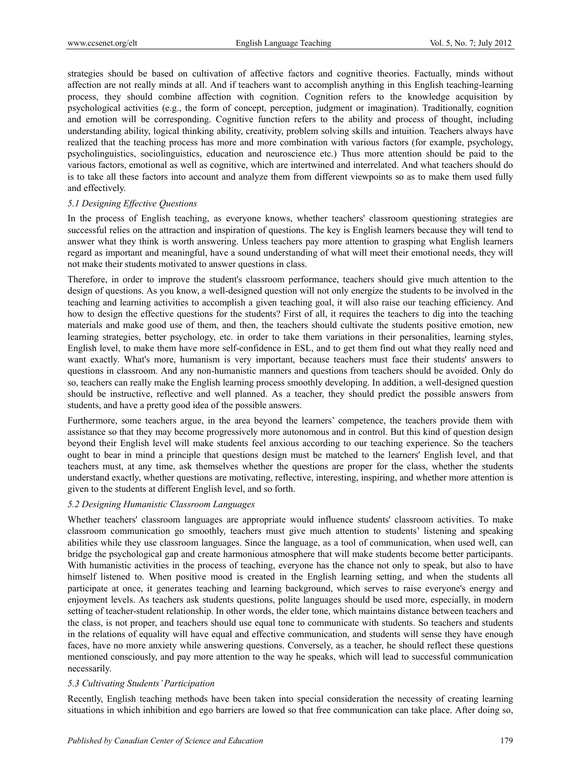strategies should be based on cultivation of affective factors and cognitive theories. Factually, minds without affection are not really minds at all. And if teachers want to accomplish anything in this English teaching-learning process, they should combine affection with cognition. Cognition refers to the knowledge acquisition by psychological activities (e.g., the form of concept, perception, judgment or imagination). Traditionally, cognition and emotion will be corresponding. Cognitive function refers to the ability and process of thought, including understanding ability, logical thinking ability, creativity, problem solving skills and intuition. Teachers always have realized that the teaching process has more and more combination with various factors (for example, psychology, psycholinguistics, sociolinguistics, education and neuroscience etc.) Thus more attention should be paid to the various factors, emotional as well as cognitive, which are intertwined and interrelated. And what teachers should do is to take all these factors into account and analyze them from different viewpoints so as to make them used fully and effectively.

### *5.1 Designing Effective Questions*

In the process of English teaching, as everyone knows, whether teachers' classroom questioning strategies are successful relies on the attraction and inspiration of questions. The key is English learners because they will tend to answer what they think is worth answering. Unless teachers pay more attention to grasping what English learners regard as important and meaningful, have a sound understanding of what will meet their emotional needs, they will not make their students motivated to answer questions in class.

Therefore, in order to improve the student's classroom performance, teachers should give much attention to the design of questions. As you know, a well-designed question will not only energize the students to be involved in the teaching and learning activities to accomplish a given teaching goal, it will also raise our teaching efficiency. And how to design the effective questions for the students? First of all, it requires the teachers to dig into the teaching materials and make good use of them, and then, the teachers should cultivate the students positive emotion, new learning strategies, better psychology, etc. in order to take them variations in their personalities, learning styles, English level, to make them have more self-confidence in ESL, and to get them find out what they really need and want exactly. What's more, humanism is very important, because teachers must face their students' answers to questions in classroom. And any non-humanistic manners and questions from teachers should be avoided. Only do so, teachers can really make the English learning process smoothly developing. In addition, a well-designed question should be instructive, reflective and well planned. As a teacher, they should predict the possible answers from students, and have a pretty good idea of the possible answers.

Furthermore, some teachers argue, in the area beyond the learners' competence, the teachers provide them with assistance so that they may become progressively more autonomous and in control. But this kind of question design beyond their English level will make students feel anxious according to our teaching experience. So the teachers ought to bear in mind a principle that questions design must be matched to the learners' English level, and that teachers must, at any time, ask themselves whether the questions are proper for the class, whether the students understand exactly, whether questions are motivating, reflective, interesting, inspiring, and whether more attention is given to the students at different English level, and so forth.

### *5.2 Designing Humanistic Classroom Languages*

Whether teachers' classroom languages are appropriate would influence students' classroom activities. To make classroom communication go smoothly, teachers must give much attention to students' listening and speaking abilities while they use classroom languages. Since the language, as a tool of communication, when used well, can bridge the psychological gap and create harmonious atmosphere that will make students become better participants. With humanistic activities in the process of teaching, everyone has the chance not only to speak, but also to have himself listened to. When positive mood is created in the English learning setting, and when the students all participate at once, it generates teaching and learning background, which serves to raise everyone's energy and enjoyment levels. As teachers ask students questions, polite languages should be used more, especially, in modern setting of teacher-student relationship. In other words, the elder tone, which maintains distance between teachers and the class, is not proper, and teachers should use equal tone to communicate with students. So teachers and students in the relations of equality will have equal and effective communication, and students will sense they have enough faces, have no more anxiety while answering questions. Conversely, as a teacher, he should reflect these questions mentioned consciously, and pay more attention to the way he speaks, which will lead to successful communication necessarily.

### *5.3 Cultivating Students' Participation*

Recently, English teaching methods have been taken into special consideration the necessity of creating learning situations in which inhibition and ego barriers are lowed so that free communication can take place. After doing so,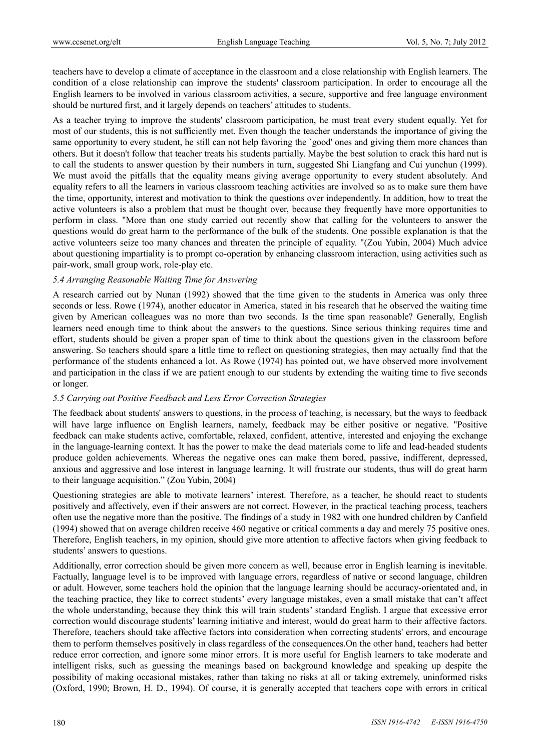teachers have to develop a climate of acceptance in the classroom and a close relationship with English learners. The condition of a close relationship can improve the students' classroom participation. In order to encourage all the English learners to be involved in various classroom activities, a secure, supportive and free language environment should be nurtured first, and it largely depends on teachers' attitudes to students.

As a teacher trying to improve the students' classroom participation, he must treat every student equally. Yet for most of our students, this is not sufficiently met. Even though the teacher understands the importance of giving the same opportunity to every student, he still can not help favoring the `good' ones and giving them more chances than others. But it doesn't follow that teacher treats his students partially. Maybe the best solution to crack this hard nut is to call the students to answer question by their numbers in turn, suggested Shi Liangfang and Cui yunchun (1999). We must avoid the pitfalls that the equality means giving average opportunity to every student absolutely. And equality refers to all the learners in various classroom teaching activities are involved so as to make sure them have the time, opportunity, interest and motivation to think the questions over independently. In addition, how to treat the active volunteers is also a problem that must be thought over, because they frequently have more opportunities to perform in class. "More than one study carried out recently show that calling for the volunteers to answer the questions would do great harm to the performance of the bulk of the students. One possible explanation is that the active volunteers seize too many chances and threaten the principle of equality. "(Zou Yubin, 2004) Much advice about questioning impartiality is to prompt co-operation by enhancing classroom interaction, using activities such as pair-work, small group work, role-play etc.

### *5.4 Arranging Reasonable Waiting Time for Answering*

A research carried out by Nunan (1992) showed that the time given to the students in America was only three seconds or less. Rowe (1974), another educator in America, stated in his research that he observed the waiting time given by American colleagues was no more than two seconds. Is the time span reasonable? Generally, English learners need enough time to think about the answers to the questions. Since serious thinking requires time and effort, students should be given a proper span of time to think about the questions given in the classroom before answering. So teachers should spare a little time to reflect on questioning strategies, then may actually find that the performance of the students enhanced a lot. As Rowe (1974) has pointed out, we have observed more involvement and participation in the class if we are patient enough to our students by extending the waiting time to five seconds or longer.

### *5.5 Carrying out Positive Feedback and Less Error Correction Strategies*

The feedback about students' answers to questions, in the process of teaching, is necessary, but the ways to feedback will have large influence on English learners, namely, feedback may be either positive or negative. "Positive feedback can make students active, comfortable, relaxed, confident, attentive, interested and enjoying the exchange in the language-learning context. It has the power to make the dead materials come to life and lead-headed students produce golden achievements. Whereas the negative ones can make them bored, passive, indifferent, depressed, anxious and aggressive and lose interest in language learning. It will frustrate our students, thus will do great harm to their language acquisition." (Zou Yubin, 2004)

Questioning strategies are able to motivate learners' interest. Therefore, as a teacher, he should react to students positively and affectively, even if their answers are not correct. However, in the practical teaching process, teachers often use the negative more than the positive. The findings of a study in 1982 with one hundred children by Canfield (1994) showed that on average children receive 460 negative or critical comments a day and merely 75 positive ones. Therefore, English teachers, in my opinion, should give more attention to affective factors when giving feedback to students' answers to questions.

Additionally, error correction should be given more concern as well, because error in English learning is inevitable. Factually, language level is to be improved with language errors, regardless of native or second language, children or adult. However, some teachers hold the opinion that the language learning should be accuracy-orientated and, in the teaching practice, they like to correct students' every language mistakes, even a small mistake that can't affect the whole understanding, because they think this will train students' standard English. I argue that excessive error correction would discourage students' learning initiative and interest, would do great harm to their affective factors. Therefore, teachers should take affective factors into consideration when correcting students' errors, and encourage them to perform themselves positively in class regardless of the consequences.On the other hand, teachers had better reduce error correction, and ignore some minor errors. It is more useful for English learners to take moderate and intelligent risks, such as guessing the meanings based on background knowledge and speaking up despite the possibility of making occasional mistakes, rather than taking no risks at all or taking extremely, uninformed risks (Oxford, 1990; Brown, H. D., 1994). Of course, it is generally accepted that teachers cope with errors in critical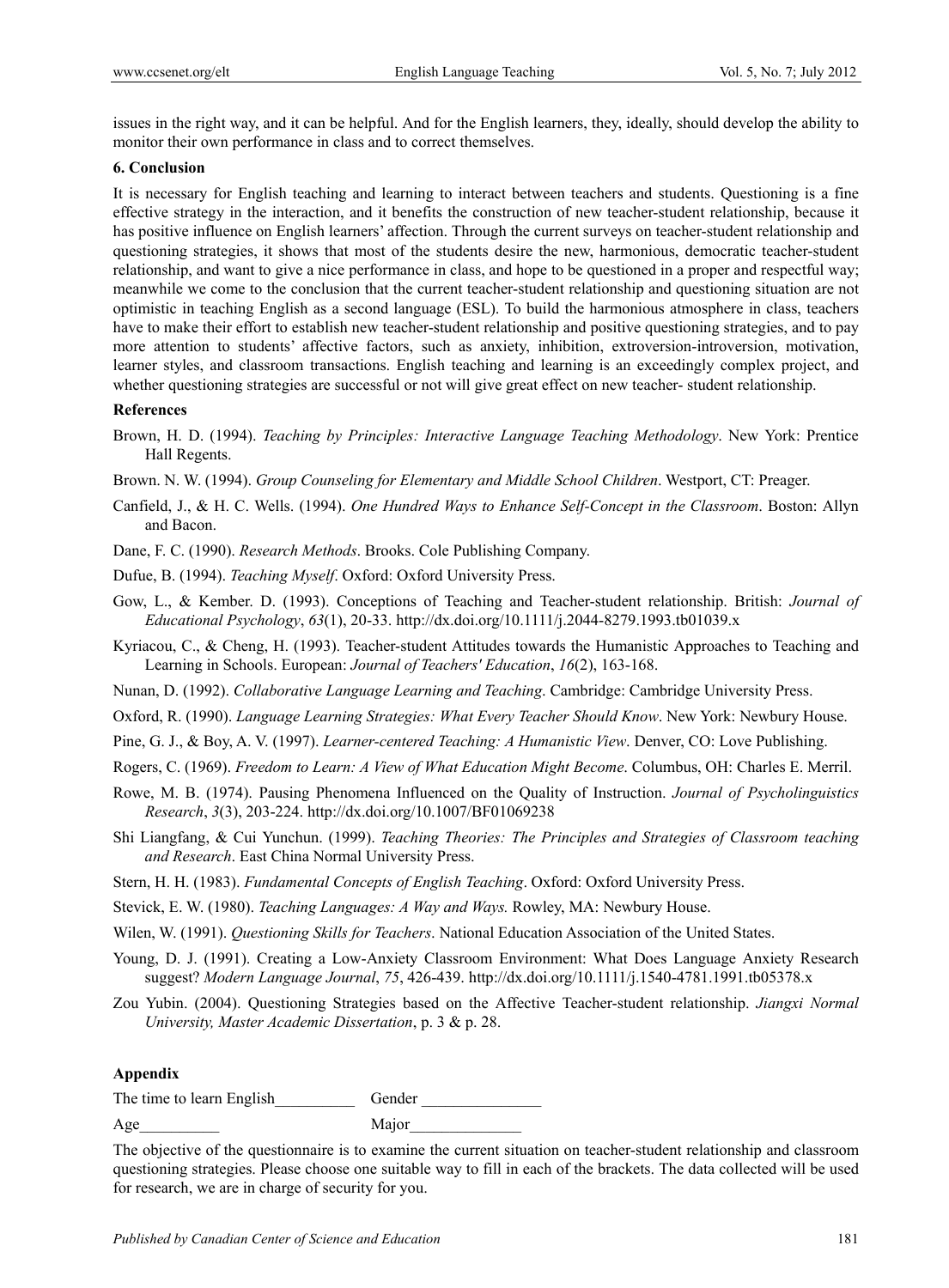issues in the right way, and it can be helpful. And for the English learners, they, ideally, should develop the ability to monitor their own performance in class and to correct themselves.

## 6. Conclusion

It is necessary for English teaching and learning to interact between teachers and students. Questioning is a fine effective strategy in the interaction, and it benefits the construction of new teacher-student relationship, because it has positive influence on English learners' affection. Through the current surveys on teacher-student relationship and questioning strategies, it shows that most of the students desire the new, harmonious, democratic teacher-student relationship, and want to give a nice performance in class, and hope to be questioned in a proper and respectful way; meanwhile we come to the conclusion that the current teacher-student relationship and questioning situation are not optimistic in teaching English as a second language (ESL). To build the harmonious atmosphere in class, teachers have to make their effort to establish new teacher-student relationship and positive questioning strategies, and to pay more attention to students' affective factors, such as anxiety, inhibition, extroversion-introversion, motivation, learner styles, and classroom transactions. English teaching and learning is an exceedingly complex project, and whether questioning strategies are successful or not will give great effect on new teacher- student relationship.

## References

Brown, H. D. (1994). *Teaching by Principles: Interactive Language Teaching Methodology*. New York: Prentice Hall Regents.

Brown. N. W. (1994). *Group Counseling for Elementary and Middle School Children*. Westport, CT: Preager.

Canfield, J., & H. C. Wells. (1994). *One Hundred Ways to Enhance Self-Concept in the Classroom*. Boston: Allyn and Bacon.

Dane, F. C. (1990). *Research Methods*. Brooks. Cole Publishing Company.

Dufue, B. (1994). *Teaching Myself*. Oxford: Oxford University Press.

Gow, L., & Kember. D. (1993). Conceptions of Teaching and Teacher-student relationship. British: *Journal of Educational Psychology*, *63*(1), 20-33. http://dx.doi.org/10.1111/j.2044-8279.1993.tb01039.x

Kyriacou, C., & Cheng, H. (1993). Teacher-student Attitudes towards the Humanistic Approaches to Teaching and Learning in Schools. European: *Journal of Teachers' Education*, *16*(2), 163-168.

Nunan, D. (1992). *Collaborative Language Learning and Teaching*. Cambridge: Cambridge University Press.

Oxford, R. (1990). *Language Learning Strategies: What Every Teacher Should Know*. New York: Newbury House.

Pine, G. J., & Boy, A. V. (1997). *Learner-centered Teaching: A Humanistic View*. Denver, CO: Love Publishing.

Rogers, C. (1969). *Freedom to Learn: A View of What Education Might Become*. Columbus, OH: Charles E. Merril.

Rowe, M. B. (1974). Pausing Phenomena Influenced on the Quality of Instruction. *Journal of Psycholinguistics Research*, *3*(3), 203-224. http://dx.doi.org/10.1007/BF01069238

Shi Liangfang, & Cui Yunchun. (1999). *Teaching Theories: The Principles and Strategies of Classroom teaching and Research*. East China Normal University Press.

Stern, H. H. (1983). *Fundamental Concepts of English Teaching*. Oxford: Oxford University Press.

Stevick, E. W. (1980). *Teaching Languages: A Way and Ways.* Rowley, MA: Newbury House.

Wilen, W. (1991). *Questioning Skills for Teachers*. National Education Association of the United States.

Young, D. J. (1991). Creating a Low-Anxiety Classroom Environment: What Does Language Anxiety Research suggest? *Modern Language Journal*, *75*, 426-439. http://dx.doi.org/10.1111/j.1540-4781.1991.tb05378.x

Zou Yubin. (2004). Questioning Strategies based on the Affective Teacher-student relationship. *Jiangxi Normal University, Master Academic Dissertation*, p. 3 & p. 28.

## Appendix

The time to learn English__________ Gender _______________

Age__________ Major______________

The objective of the questionnaire is to examine the current situation on teacher-student relationship and classroom questioning strategies. Please choose one suitable way to fill in each of the brackets. The data collected will be used for research, we are in charge of security for you.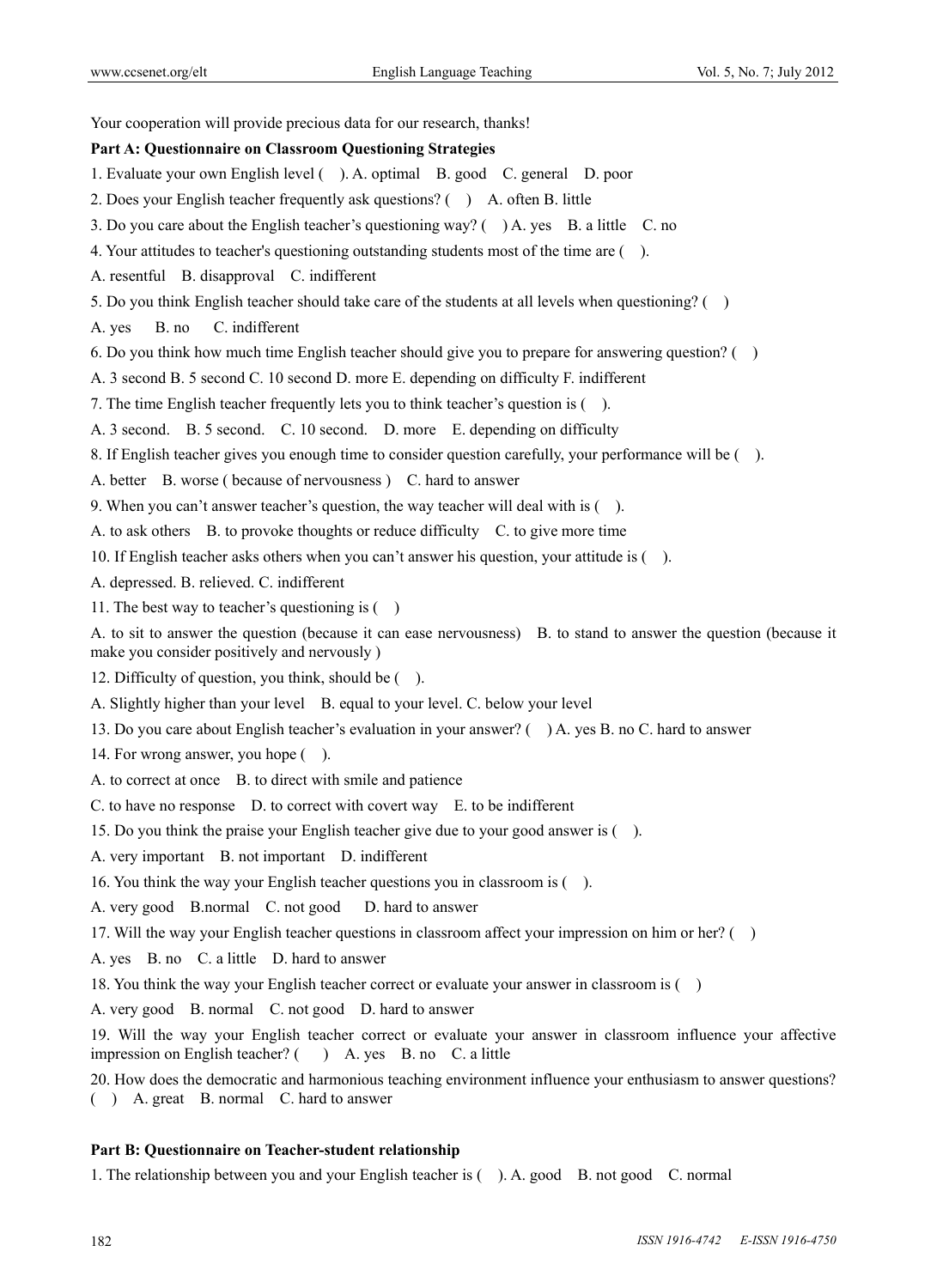Your cooperation will provide precious data for our research, thanks!

**Part A: Questionnaire on Classroom Questioning Strategies**

1. Evaluate your own English level ( ). A. optimal B. good C. general D. poor

2. Does your English teacher frequently ask questions? ( ) A. often B. little

3. Do you care about the English teacher's questioning way? ( ) A. yes B. a little C. no

4. Your attitudes to teacher's questioning outstanding students most of the time are ( ).

A. resentful B. disapproval C. indifferent

5. Do you think English teacher should take care of the students at all levels when questioning? ( )

A. yes B. no C. indifferent

6. Do you think how much time English teacher should give you to prepare for answering question? ( )

A. 3 second B. 5 second C. 10 second D. more E. depending on difficulty F. indifferent

7. The time English teacher frequently lets you to think teacher's question is ( ).

A. 3 second. B. 5 second. C. 10 second. D. more E. depending on difficulty

8. If English teacher gives you enough time to consider question carefully, your performance will be ( ).

A. better B. worse ( because of nervousness ) C. hard to answer

9. When you can't answer teacher's question, the way teacher will deal with is ( ).

A. to ask others B. to provoke thoughts or reduce difficulty C. to give more time

10. If English teacher asks others when you can't answer his question, your attitude is ( ).

A. depressed. B. relieved. C. indifferent

11. The best way to teacher's questioning is ( )

A. to sit to answer the question (because it can ease nervousness) B. to stand to answer the question (because it make you consider positively and nervously )

12. Difficulty of question, you think, should be ( ).

A. Slightly higher than your level B. equal to your level. C. below your level

13. Do you care about English teacher's evaluation in your answer? ( ) A. yes B. no C. hard to answer

14. For wrong answer, you hope ( ).

A. to correct at once B. to direct with smile and patience

C. to have no response D. to correct with covert way E. to be indifferent

15. Do you think the praise your English teacher give due to your good answer is ( ).

A. very important B. not important D. indifferent

16. You think the way your English teacher questions you in classroom is ( ).

A. very good B.normal C. not good D. hard to answer

17. Will the way your English teacher questions in classroom affect your impression on him or her? ( )

A. yes B. no C. a little D. hard to answer

18. You think the way your English teacher correct or evaluate your answer in classroom is ( )

A. very good B. normal C. not good D. hard to answer

19. Will the way your English teacher correct or evaluate your answer in classroom influence your affective impression on English teacher? ( ) A. yes B. no C. a little

20. How does the democratic and harmonious teaching environment influence your enthusiasm to answer questions? ( ) A. great B. normal C. hard to answer

**Part B: Questionnaire on Teacher-student relationship**

1. The relationship between you and your English teacher is ( ). A. good B. not good C. normal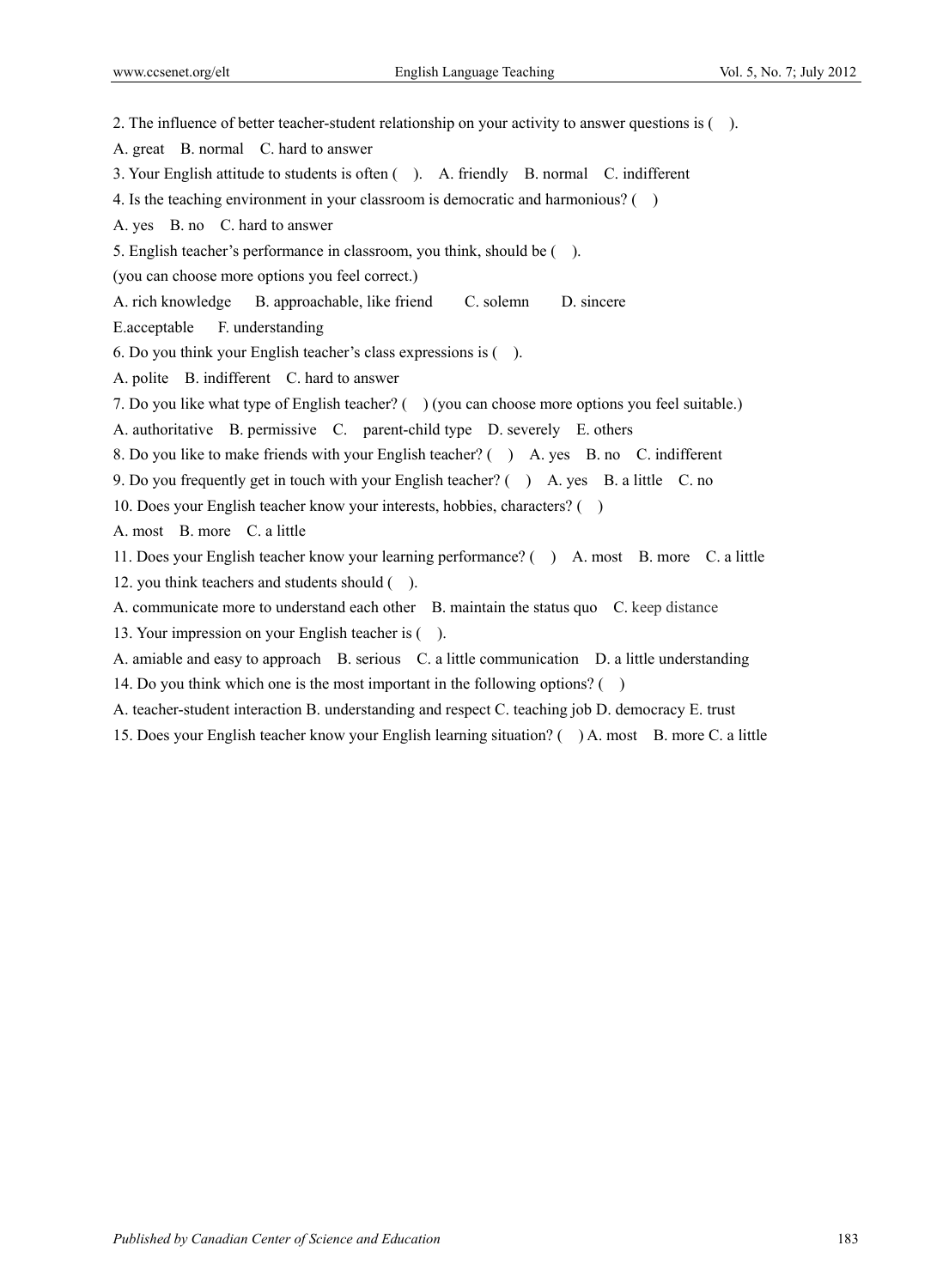2. The influence of better teacher-student relationship on your activity to answer questions is ( ).

A. great B. normal C. hard to answer

3. Your English attitude to students is often ( ). A. friendly B. normal C. indifferent

4. Is the teaching environment in your classroom is democratic and harmonious? ( )

A. yes B. no C. hard to answer

5. English teacher's performance in classroom, you think, should be ( ).

(you can choose more options you feel correct.)

A. rich knowledge B. approachable, like friend C. solemn D. sincere

E.acceptable F. understanding

6. Do you think your English teacher's class expressions is ( ).

A. polite B. indifferent C. hard to answer

7. Do you like what type of English teacher? ( ) (you can choose more options you feel suitable.)

A. authoritative B. permissive C. parent-child type D. severely E. others

8. Do you like to make friends with your English teacher? ( ) A. yes B. no C. indifferent

9. Do you frequently get in touch with your English teacher? ( ) A. yes B. a little C. no

10. Does your English teacher know your interests, hobbies, characters? ( )

A. most B. more C. a little

11. Does your English teacher know your learning performance? ( ) A. most B. more C. a little

12. you think teachers and students should ( ).

A. communicate more to understand each other B. maintain the status quo C. keep distance

13. Your impression on your English teacher is ( ).

A. amiable and easy to approach B. serious C. a little communication D. a little understanding

14. Do you think which one is the most important in the following options? ( )

A. teacher-student interaction B. understanding and respect C. teaching job D. democracy E. trust

15. Does your English teacher know your English learning situation? ( ) A. most B. more C. a little